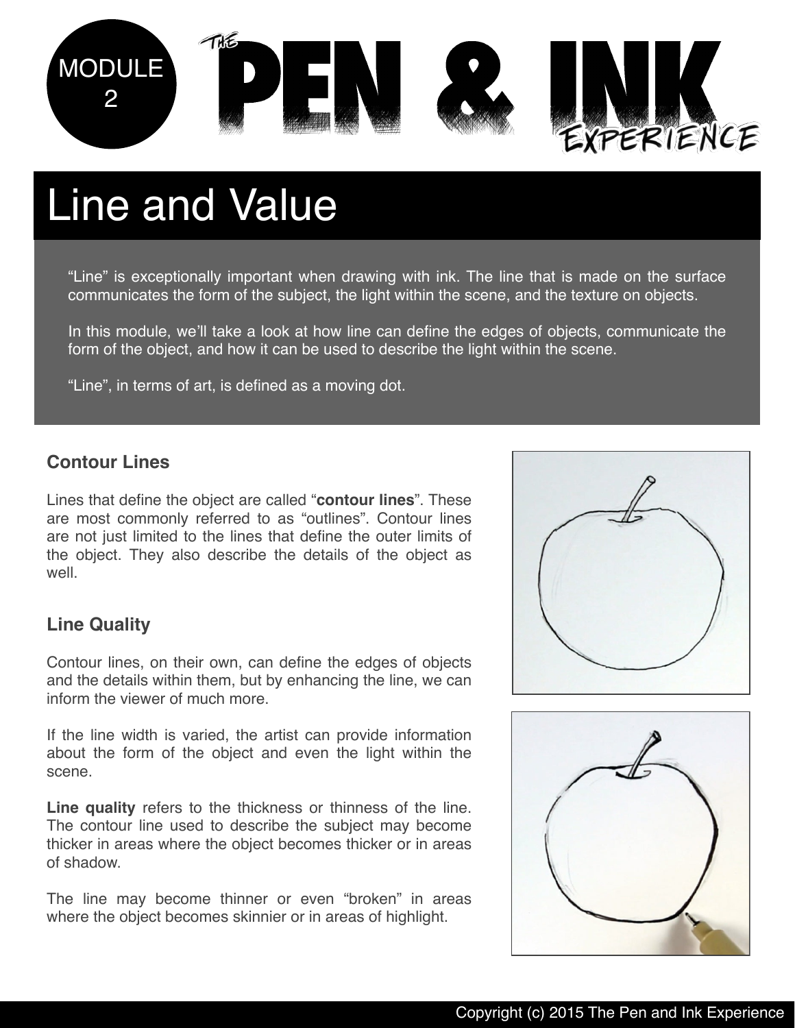MODULE 2

# The Pen & Ink Experience

## Line and Value

"Line" is exceptionally important when drawing with ink. The line that is made on the surface communicates the form of the subject, the light within the scene, and the texture on objects.

In this module, we'll take a look at how line can define the edges of objects, communicate the form of the object, and how it can be used to describe the light within the scene.

"Line", in terms of art, is defined as a moving dot.

### Contour Lines

Lines that define the object are called "**contour lines**". These are most commonly referred to as "outlines". Contour lines are not just limited to the lines that define the outer limits of the object. They also describe the details of the object as well.

### Line Quality

Contour lines, on their own, can define the edges of objects and the details within them, but by enhancing the line, we can inform the viewer of much more.

If the line width is varied, the artist can provide information about the form of the object and even the light within the scene.

**Line quality** refers to the thickness or thinness of the line. The contour line used to describe the subject may become thicker in areas where the object becomes thicker or in areas of shadow.

The line may become thinner or even "broken" in areas where the object becomes skinnier or in areas of highlight.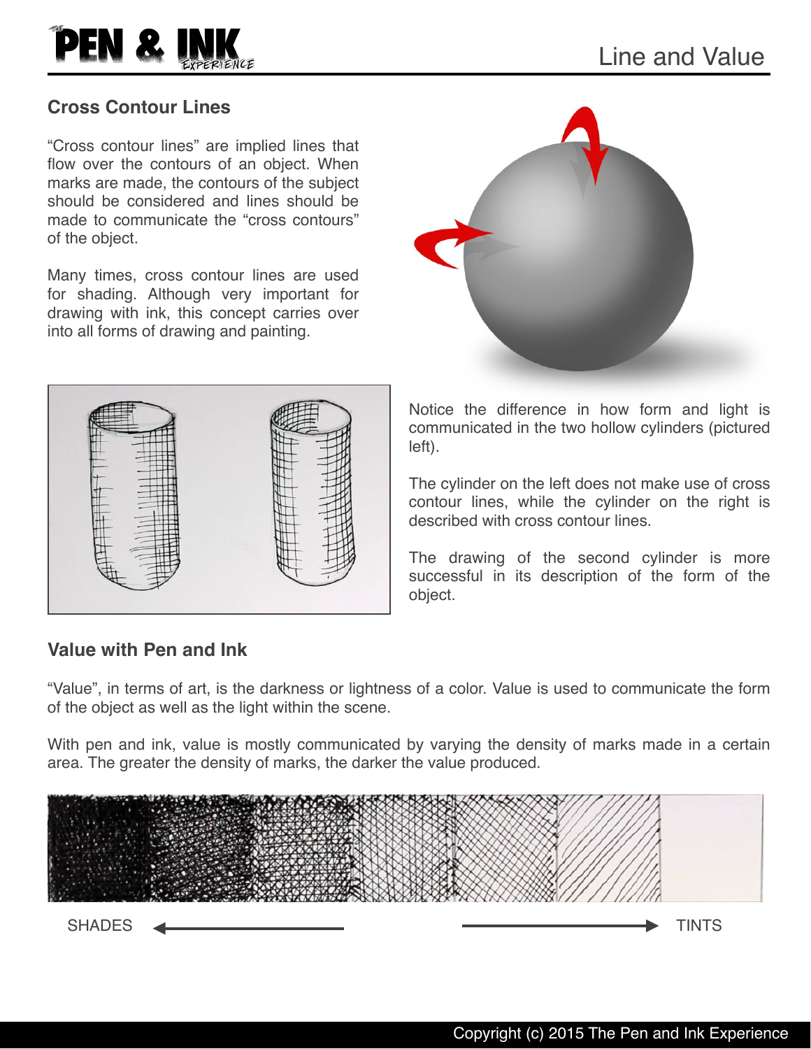## Cross Contour Lines

"Cross contour lines" are implied lines that flow over the contours of an object. When marks are made, the contours of the subject should be considered and lines should be made to communicate the "cross contours" of the object.

Many times, cross contour lines are used for shading. Although very important for drawing with ink, this concept carries over into all forms of drawing and painting.

Notice the difference in how form and light is communicated in the two hollow cylinders (pictured left).

The cylinder on the left does not make use of cross contour lines, while the cylinder on the right is described with cross contour lines.

The drawing of the second cylinder is more successful in its description of the form of the object.

## Value with Pen and Ink

"Value", in terms of art, is the darkness or lightness of a color. Value is used to communicate the form of the object as well as the light within the scene.

With pen and ink, value is mostly communicated by varying the density of marks made in a certain area. The greater the density of marks, the darker the value produced.

SHADES ← → TINTS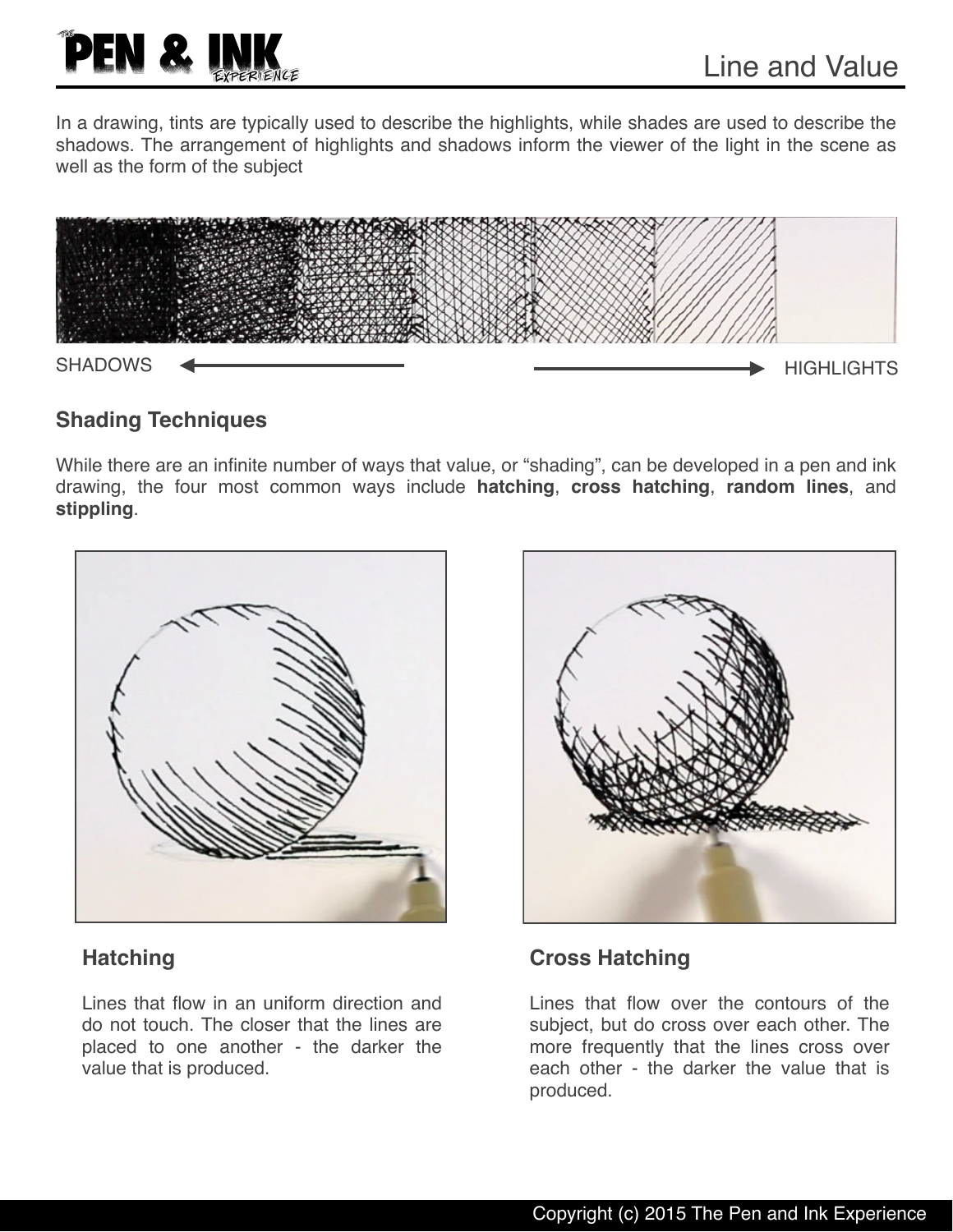# Line and Value

In a drawing, tints are typically used to describe the highlights, while shades are used to describe the shadows. The arrangement of highlights and shadows inform the viewer of the light in the scene as well as the form of the subject

SHADOWS ← → HIGHLIGHTS

## Shading Techniques

While there are an infinite number of ways that value, or "shading", can be developed in a pen and ink drawing, the four most common ways include **hatching**, **cross hatching**, **random lines**, and **stippling**.

### Hatching

Lines that flow in an uniform direction and do not touch. The closer that the lines are placed to one another - the darker the value that is produced.

### Cross Hatching

Lines that flow over the contours of the subject, but do cross over each other. The more frequently that the lines cross over each other - the darker the value that is produced.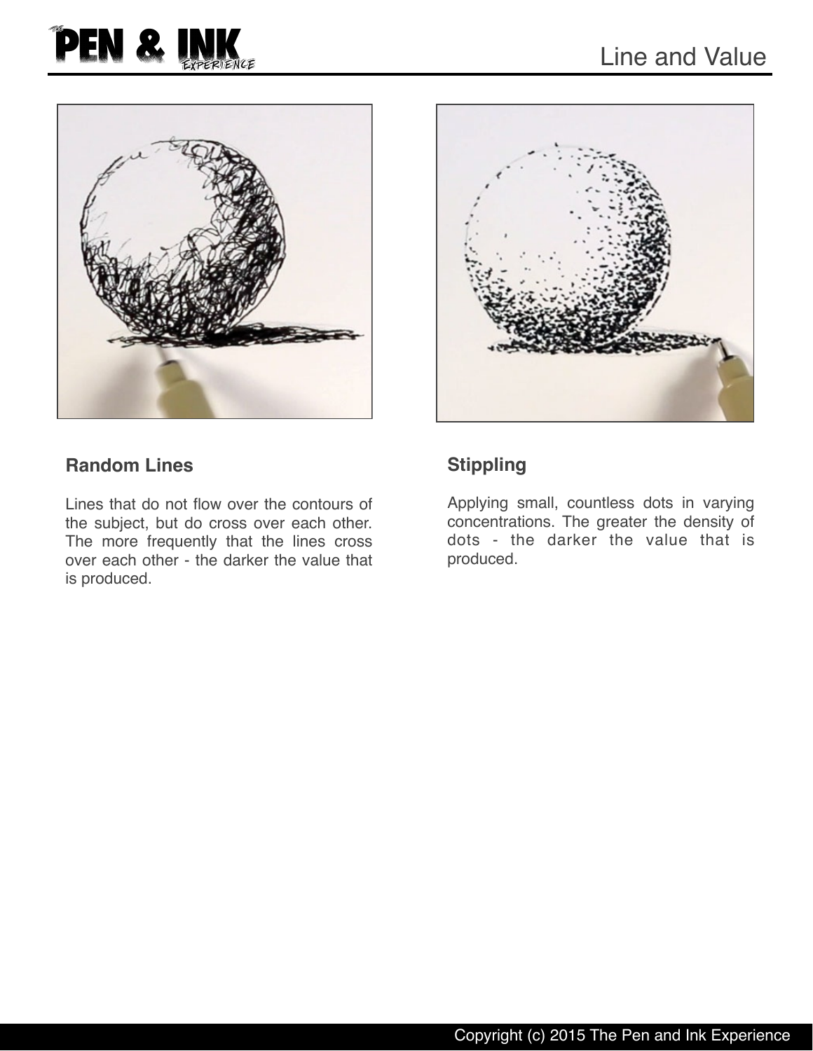### Random Lines

Lines that do not flow over the contours of the subject, but do cross over each other. The more frequently that the lines cross over each other - the darker the value that is produced.

### Stippling

Applying small, countless dots in varying concentrations. The greater the density of dots - the darker the value that is produced.